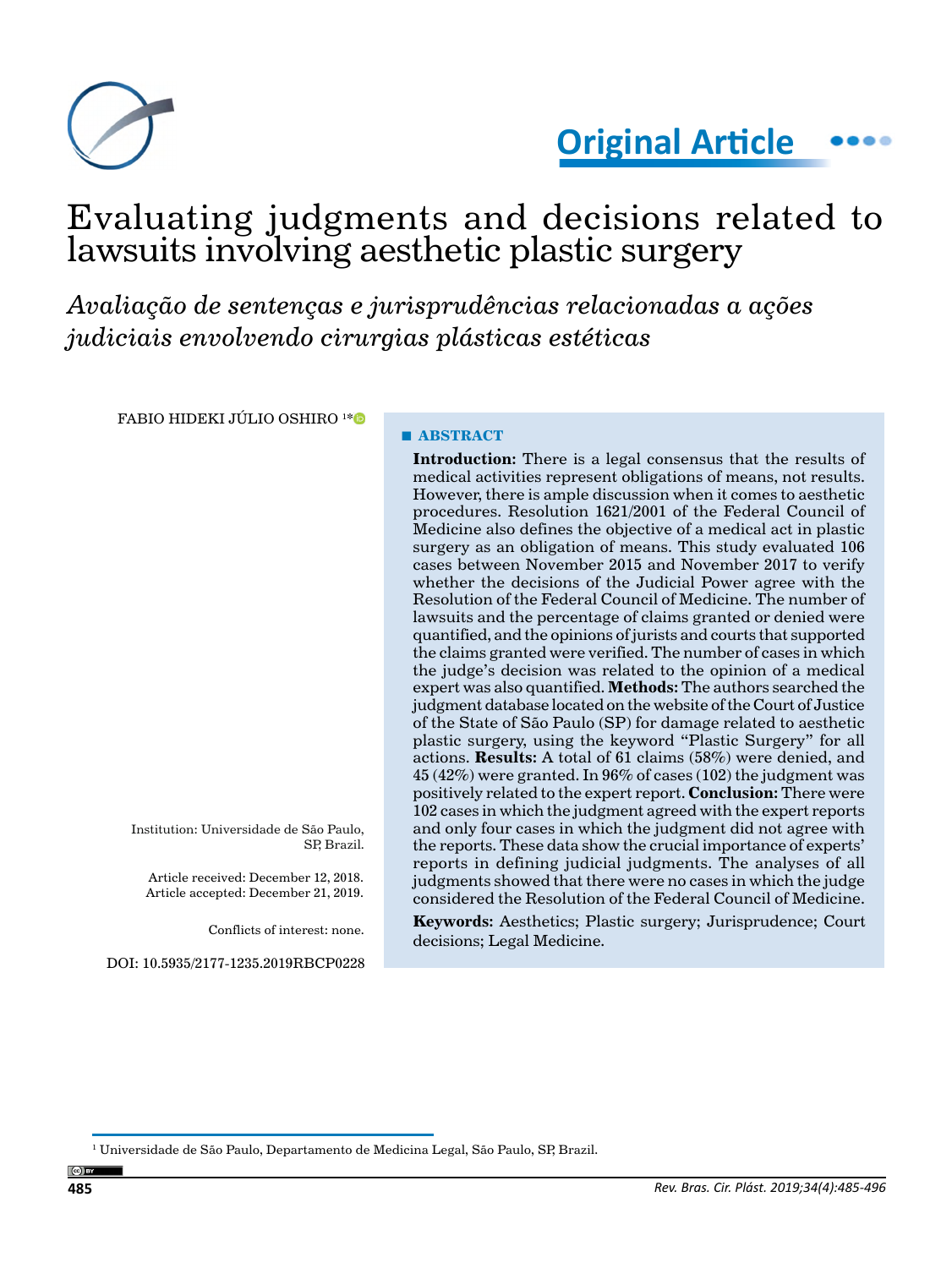Original Article

# Evaluating judgments and decisions related to lawsuits involving aesthetic plastic surgery

*Avaliação de sentenças e jurisprudências relacionadas a ações judiciais envolvendo cirurgias plásticas estéticas*

FABIO HIDEKI JÚLIO OSHIRO [1*]

Institution: Universidade de São Paulo, SP, Brazil.

Article received: December 12, 2018.
Article accepted: December 21, 2019.

Conflicts of interest: none.

DOI: 10.5935/2177-1235.2019RBCP0228

## ABSTRACT

**Introduction:** There is a legal consensus that the results of medical activities represent obligations of means, not results. However, there is ample discussion when it comes to aesthetic procedures. Resolution 1621/2001 of the Federal Council of Medicine also defines the objective of a medical act in plastic surgery as an obligation of means. This study evaluated 106 cases between November 2015 and November 2017 to verify whether the decisions of the Judicial Power agree with the Resolution of the Federal Council of Medicine. The number of lawsuits and the percentage of claims granted or denied were quantified, and the opinions of jurists and courts that supported the claims granted were verified. The number of cases in which the judge's decision was related to the opinion of a medical expert was also quantified. **Methods:** The authors searched the judgment database located on the website of the Court of Justice of the State of São Paulo (SP) for damage related to aesthetic plastic surgery, using the keyword "Plastic Surgery" for all actions. **Results:** A total of 61 claims (58%) were denied, and 45 (42%) were granted. In 96% of cases (102) the judgment was positively related to the expert report. **Conclusion:** There were 102 cases in which the judgment agreed with the expert reports and only four cases in which the judgment did not agree with the reports. These data show the crucial importance of experts' reports in defining judicial judgments. The analyses of all judgments showed that there were no cases in which the judge considered the Resolution of the Federal Council of Medicine.

**Keywords:** Aesthetics; Plastic surgery; Jurisprudence; Court decisions; Legal Medicine.

[1] Universidade de São Paulo, Departamento de Medicina Legal, São Paulo, SP, Brazil.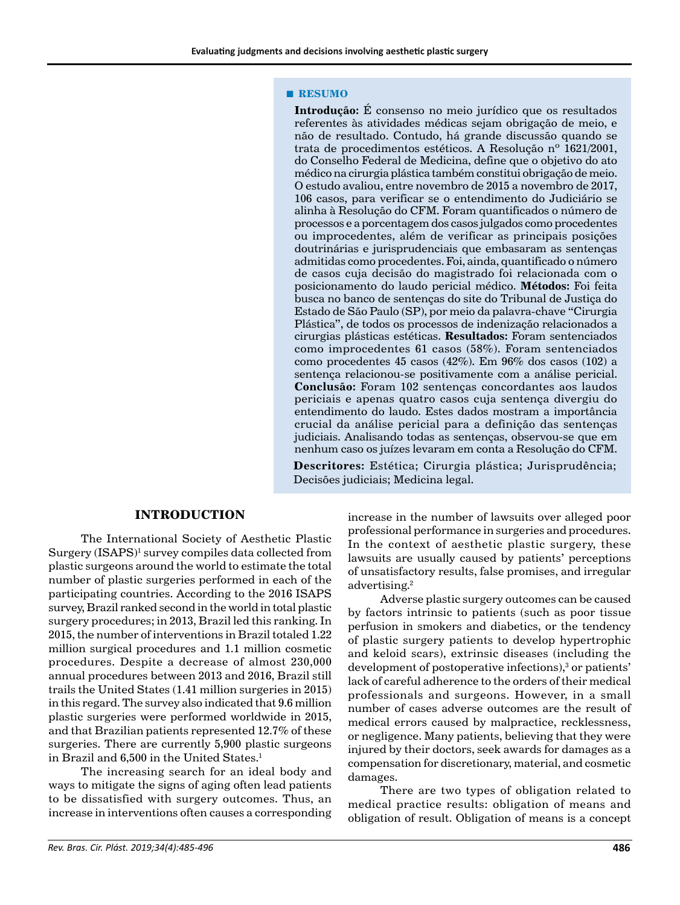## ■ RESUMO

**Introdução:** É consenso no meio jurídico que os resultados referentes às atividades médicas sejam obrigação de meio, e não de resultado. Contudo, há grande discussão quando se trata de procedimentos estéticos. A Resolução nº 1621/2001, do Conselho Federal de Medicina, define que o objetivo do ato médico na cirurgia plástica também constitui obrigação de meio. O estudo avaliou, entre novembro de 2015 a novembro de 2017, 106 casos, para verificar se o entendimento do Judiciário se alinha à Resolução do CFM. Foram quantificados o número de processos e a porcentagem dos casos julgados como procedentes ou improcedentes, além de verificar as principais posições doutrinárias e jurisprudenciais que embasaram as sentenças admitidas como procedentes. Foi, ainda, quantificado o número de casos cuja decisão do magistrado foi relacionada com o posicionamento do laudo pericial médico. **Métodos:** Foi feita busca no banco de sentenças do site do Tribunal de Justiça do Estado de São Paulo (SP), por meio da palavra-chave "Cirurgia Plástica", de todos os processos de indenização relacionados a cirurgias plásticas estéticas. **Resultados:** Foram sentenciados como improcedentes 61 casos (58%). Foram sentenciados como procedentes 45 casos (42%). Em 96% dos casos (102) a sentença relacionou-se positivamente com a análise pericial. **Conclusão:** Foram 102 sentenças concordantes aos laudos periciais e apenas quatro casos cuja sentença divergiu do entendimento do laudo. Estes dados mostram a importância crucial da análise pericial para a definição das sentenças judiciais. Analisando todas as sentenças, observou-se que em nenhum caso os juízes levaram em conta a Resolução do CFM.

**Descritores:** Estética; Cirurgia plástica; Jurisprudência; Decisões judiciais; Medicina legal.

## INTRODUCTION

The International Society of Aesthetic Plastic Surgery (ISAPS)[1] survey compiles data collected from plastic surgeons around the world to estimate the total number of plastic surgeries performed in each of the participating countries. According to the 2016 ISAPS survey, Brazil ranked second in the world in total plastic surgery procedures; in 2013, Brazil led this ranking. In 2015, the number of interventions in Brazil totaled 1.22 million surgical procedures and 1.1 million cosmetic procedures. Despite a decrease of almost 230,000 annual procedures between 2013 and 2016, Brazil still trails the United States (1.41 million surgeries in 2015) in this regard. The survey also indicated that 9.6 million plastic surgeries were performed worldwide in 2015, and that Brazilian patients represented 12.7% of these surgeries. There are currently 5,900 plastic surgeons in Brazil and 6,500 in the United States.[1]

The increasing search for an ideal body and ways to mitigate the signs of aging often lead patients to be dissatisfied with surgery outcomes. Thus, an increase in interventions often causes a corresponding increase in the number of lawsuits over alleged poor professional performance in surgeries and procedures. In the context of aesthetic plastic surgery, these lawsuits are usually caused by patients' perceptions of unsatisfactory results, false promises, and irregular advertising.[2]

Adverse plastic surgery outcomes can be caused by factors intrinsic to patients (such as poor tissue perfusion in smokers and diabetics, or the tendency of plastic surgery patients to develop hypertrophic and keloid scars), extrinsic diseases (including the development of postoperative infections),[3] or patients' lack of careful adherence to the orders of their medical professionals and surgeons. However, in a small number of cases adverse outcomes are the result of medical errors caused by malpractice, recklessness, or negligence. Many patients, believing that they were injured by their doctors, seek awards for damages as a compensation for discretionary, material, and cosmetic damages.

There are two types of obligation related to medical practice results: obligation of means and obligation of result. Obligation of means is a concept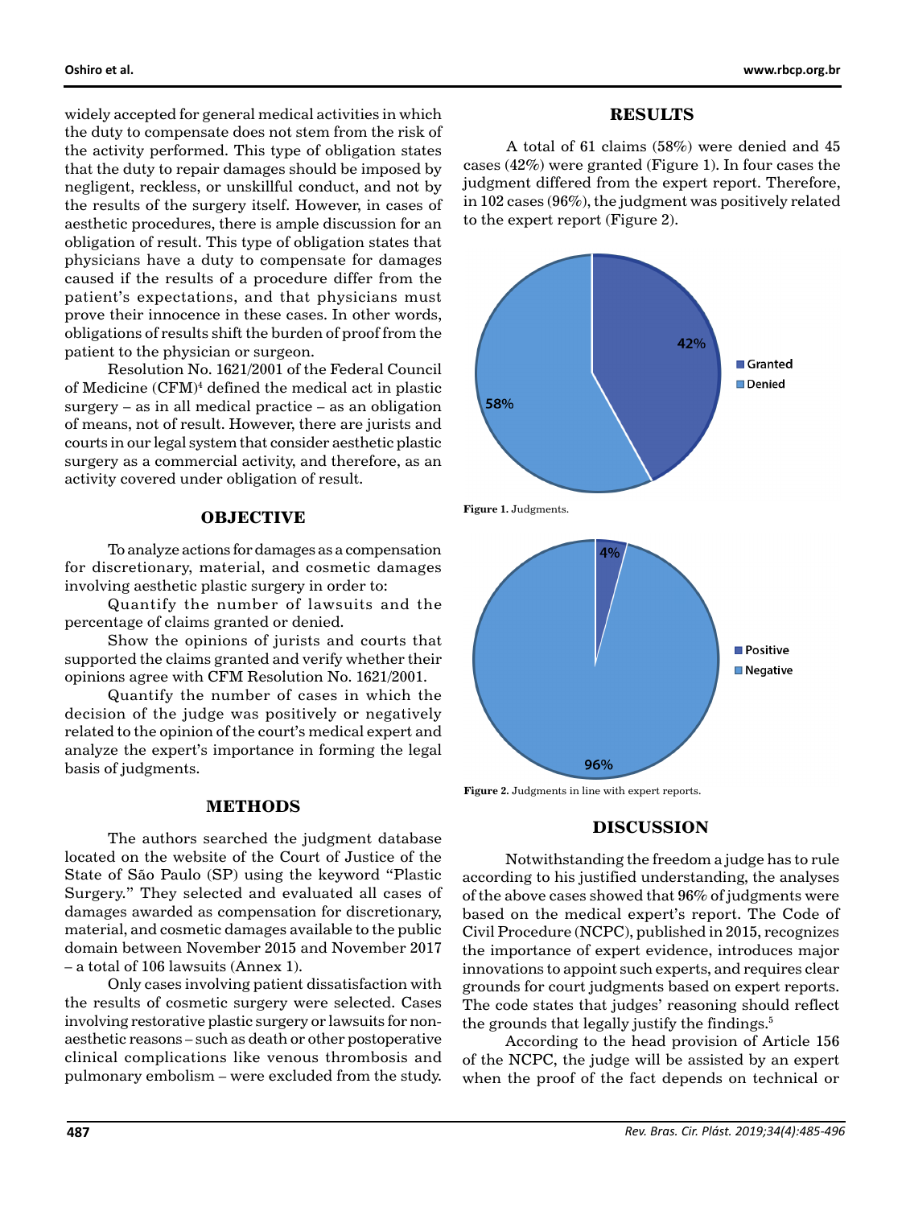widely accepted for general medical activities in which the duty to compensate does not stem from the risk of the activity performed. This type of obligation states that the duty to repair damages should be imposed by negligent, reckless, or unskillful conduct, and not by the results of the surgery itself. However, in cases of aesthetic procedures, there is ample discussion for an obligation of result. This type of obligation states that physicians have a duty to compensate for damages caused if the results of a procedure differ from the patient's expectations, and that physicians must prove their innocence in these cases. In other words, obligations of results shift the burden of proof from the patient to the physician or surgeon.

Resolution No. 1621/2001 of the Federal Council of Medicine (CFM)[4] defined the medical act in plastic surgery – as in all medical practice – as an obligation of means, not of result. However, there are jurists and courts in our legal system that consider aesthetic plastic surgery as a commercial activity, and therefore, as an activity covered under obligation of result.

## OBJECTIVE

To analyze actions for damages as a compensation for discretionary, material, and cosmetic damages involving aesthetic plastic surgery in order to:

Quantify the number of lawsuits and the percentage of claims granted or denied.

Show the opinions of jurists and courts that supported the claims granted and verify whether their opinions agree with CFM Resolution No. 1621/2001.

Quantify the number of cases in which the decision of the judge was positively or negatively related to the opinion of the court's medical expert and analyze the expert's importance in forming the legal basis of judgments.

## METHODS

The authors searched the judgment database located on the website of the Court of Justice of the State of São Paulo (SP) using the keyword "Plastic Surgery." They selected and evaluated all cases of damages awarded as compensation for discretionary, material, and cosmetic damages available to the public domain between November 2015 and November 2017 – a total of 106 lawsuits (Annex 1).

Only cases involving patient dissatisfaction with the results of cosmetic surgery were selected. Cases involving restorative plastic surgery or lawsuits for non-aesthetic reasons – such as death or other postoperative clinical complications like venous thrombosis and pulmonary embolism – were excluded from the study.

## RESULTS

A total of 61 claims (58%) were denied and 45 cases (42%) were granted (Figure 1). In four cases the judgment differed from the expert report. Therefore, in 102 cases (96%), the judgment was positively related to the expert report (Figure 2).

**Figure 1.** Judgments.

**Figure 2.** Judgments in line with expert reports.

## DISCUSSION

Notwithstanding the freedom a judge has to rule according to his justified understanding, the analyses of the above cases showed that 96% of judgments were based on the medical expert's report. The Code of Civil Procedure (NCPC), published in 2015, recognizes the importance of expert evidence, introduces major innovations to appoint such experts, and requires clear grounds for court judgments based on expert reports. The code states that judges' reasoning should reflect the grounds that legally justify the findings.[5]

According to the head provision of Article 156 of the NCPC, the judge will be assisted by an expert when the proof of the fact depends on technical or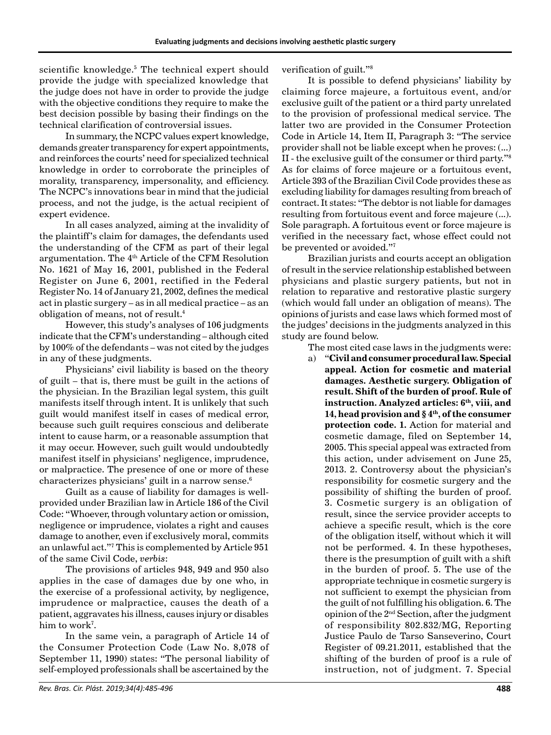scientific knowledge.[5] The technical expert should provide the judge with specialized knowledge that the judge does not have in order to provide the judge with the objective conditions they require to make the best decision possible by basing their findings on the technical clarification of controversial issues.

In summary, the NCPC values expert knowledge, demands greater transparency for expert appointments, and reinforces the courts' need for specialized technical knowledge in order to corroborate the principles of morality, transparency, impersonality, and efficiency. The NCPC's innovations bear in mind that the judicial process, and not the judge, is the actual recipient of expert evidence.

In all cases analyzed, aiming at the invalidity of the plaintiff's claim for damages, the defendants used the understanding of the CFM as part of their legal argumentation. The 4th Article of the CFM Resolution No. 1621 of May 16, 2001, published in the Federal Register on June 6, 2001, rectified in the Federal Register No. 14 of January 21, 2002, defines the medical act in plastic surgery – as in all medical practice – as an obligation of means, not of result.[4]

However, this study's analyses of 106 judgments indicate that the CFM's understanding – although cited by 100% of the defendants – was not cited by the judges in any of these judgments.

Physicians' civil liability is based on the theory of guilt – that is, there must be guilt in the actions of the physician. In the Brazilian legal system, this guilt manifests itself through intent. It is unlikely that such guilt would manifest itself in cases of medical error, because such guilt requires conscious and deliberate intent to cause harm, or a reasonable assumption that it may occur. However, such guilt would undoubtedly manifest itself in physicians' negligence, imprudence, or malpractice. The presence of one or more of these characterizes physicians' guilt in a narrow sense.[6]

Guilt as a cause of liability for damages is well-provided under Brazilian law in Article 186 of the Civil Code: "Whoever, through voluntary action or omission, negligence or imprudence, violates a right and causes damage to another, even if exclusively moral, commits an unlawful act."[7] This is complemented by Article 951 of the same Civil Code, *verbis*:

The provisions of articles 948, 949 and 950 also applies in the case of damages due by one who, in the exercise of a professional activity, by negligence, imprudence or malpractice, causes the death of a patient, aggravates his illness, causes injury or disables him to work[7].

In the same vein, a paragraph of Article 14 of the Consumer Protection Code (Law No. 8,078 of September 11, 1990) states: "The personal liability of self-employed professionals shall be ascertained by the verification of guilt."[8]

It is possible to defend physicians' liability by claiming force majeure, a fortuitous event, and/or exclusive guilt of the patient or a third party unrelated to the provision of professional medical service. The latter two are provided in the Consumer Protection Code in Article 14, Item II, Paragraph 3: "The service provider shall not be liable except when he proves: (...) II - the exclusive guilt of the consumer or third party."[8] As for claims of force majeure or a fortuitous event, Article 393 of the Brazilian Civil Code provides these as excluding liability for damages resulting from breach of contract. It states: "The debtor is not liable for damages resulting from fortuitous event and force majeure (...). Sole paragraph. A fortuitous event or force majeure is verified in the necessary fact, whose effect could not be prevented or avoided."[7]

Brazilian jurists and courts accept an obligation of result in the service relationship established between physicians and plastic surgery patients, but not in relation to reparative and restorative plastic surgery (which would fall under an obligation of means). The opinions of jurists and case laws which formed most of the judges' decisions in the judgments analyzed in this study are found below.

The most cited case laws in the judgments were:

a) "**Civil and consumer procedural law. Special appeal. Action for cosmetic and material damages. Aesthetic surgery. Obligation of result. Shift of the burden of proof. Rule of instruction. Analyzed articles: 6th, viii, and 14, head provision and § 4th, of the consumer protection code. 1.** Action for material and cosmetic damage, filed on September 14, 2005. This special appeal was extracted from this action, under advisement on June 25, 2013. 2. Controversy about the physician's responsibility for cosmetic surgery and the possibility of shifting the burden of proof. 3. Cosmetic surgery is an obligation of result, since the service provider accepts to achieve a specific result, which is the core of the obligation itself, without which it will not be performed. 4. In these hypotheses, there is the presumption of guilt with a shift in the burden of proof. 5. The use of the appropriate technique in cosmetic surgery is not sufficient to exempt the physician from the guilt of not fulfilling his obligation. 6. The opinion of the 2nd Section, after the judgment of responsibility 802.832/MG, Reporting Justice Paulo de Tarso Sanseverino, Court Register of 09.21.2011, established that the shifting of the burden of proof is a rule of instruction, not of judgment. 7. Special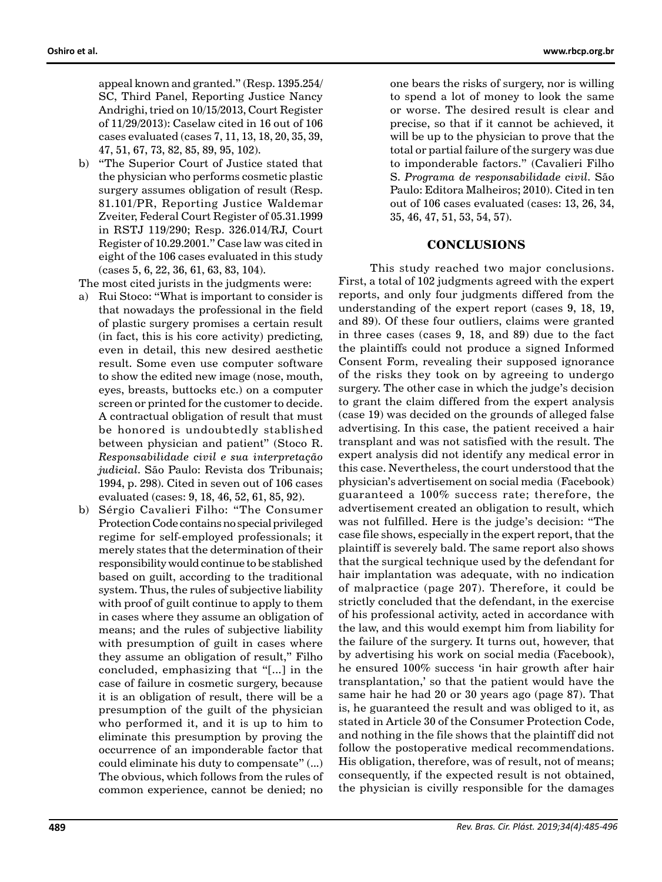appeal known and granted." (Resp. 1395.254/SC, Third Panel, Reporting Justice Nancy Andrighi, tried on 10/15/2013, Court Register of 11/29/2013): Caselaw cited in 16 out of 106 cases evaluated (cases 7, 11, 13, 18, 20, 35, 39, 47, 51, 67, 73, 82, 85, 89, 95, 102).

b) "The Superior Court of Justice stated that the physician who performs cosmetic plastic surgery assumes obligation of result (Resp. 81.101/PR, Reporting Justice Waldemar Zveiter, Federal Court Register of 05.31.1999 in RSTJ 119/290; Resp. 326.014/RJ, Court Register of 10.29.2001." Case law was cited in eight of the 106 cases evaluated in this study (cases 5, 6, 22, 36, 61, 63, 83, 104).

The most cited jurists in the judgments were:

a) Rui Stoco: "What is important to consider is that nowadays the professional in the field of plastic surgery promises a certain result (in fact, this is his core activity) predicting, even in detail, this new desired aesthetic result. Some even use computer software to show the edited new image (nose, mouth, eyes, breasts, buttocks etc.) on a computer screen or printed for the customer to decide. A contractual obligation of result that must be honored is undoubtedly stablished between physician and patient" (Stoco R. *Responsabilidade civil e sua interpretação judicial*. São Paulo: Revista dos Tribunais; 1994, p. 298). Cited in seven out of 106 cases evaluated (cases: 9, 18, 46, 52, 61, 85, 92).

b) Sérgio Cavalieri Filho: "The Consumer Protection Code contains no special privileged regime for self-employed professionals; it merely states that the determination of their responsibility would continue to be stablished based on guilt, according to the traditional system. Thus, the rules of subjective liability with proof of guilt continue to apply to them in cases where they assume an obligation of means; and the rules of subjective liability with presumption of guilt in cases where they assume an obligation of result," Filho concluded, emphasizing that "[...] in the case of failure in cosmetic surgery, because it is an obligation of result, there will be a presumption of the guilt of the physician who performed it, and it is up to him to eliminate this presumption by proving the occurrence of an imponderable factor that could eliminate his duty to compensate" (...) The obvious, which follows from the rules of common experience, cannot be denied; no one bears the risks of surgery, nor is willing to spend a lot of money to look the same or worse. The desired result is clear and precise, so that if it cannot be achieved, it will be up to the physician to prove that the total or partial failure of the surgery was due to imponderable factors." (Cavalieri Filho S. *Programa de responsabilidade civil*. São Paulo: Editora Malheiros; 2010). Cited in ten out of 106 cases evaluated (cases: 13, 26, 34, 35, 46, 47, 51, 53, 54, 57).

## CONCLUSIONS

This study reached two major conclusions. First, a total of 102 judgments agreed with the expert reports, and only four judgments differed from the understanding of the expert report (cases 9, 18, 19, and 89). Of these four outliers, claims were granted in three cases (cases 9, 18, and 89) due to the fact the plaintiffs could not produce a signed Informed Consent Form, revealing their supposed ignorance of the risks they took on by agreeing to undergo surgery. The other case in which the judge's decision to grant the claim differed from the expert analysis (case 19) was decided on the grounds of alleged false advertising. In this case, the patient received a hair transplant and was not satisfied with the result. The expert analysis did not identify any medical error in this case. Nevertheless, the court understood that the physician's advertisement on social media (Facebook) guaranteed a 100% success rate; therefore, the advertisement created an obligation to result, which was not fulfilled. Here is the judge's decision: "The case file shows, especially in the expert report, that the plaintiff is severely bald. The same report also shows that the surgical technique used by the defendant for hair implantation was adequate, with no indication of malpractice (page 207). Therefore, it could be strictly concluded that the defendant, in the exercise of his professional activity, acted in accordance with the law, and this would exempt him from liability for the failure of the surgery. It turns out, however, that by advertising his work on social media (Facebook), he ensured 100% success 'in hair growth after hair transplantation,' so that the patient would have the same hair he had 20 or 30 years ago (page 87). That is, he guaranteed the result and was obliged to it, as stated in Article 30 of the Consumer Protection Code, and nothing in the file shows that the plaintiff did not follow the postoperative medical recommendations. His obligation, therefore, was of result, not of means; consequently, if the expected result is not obtained, the physician is civilly responsible for the damages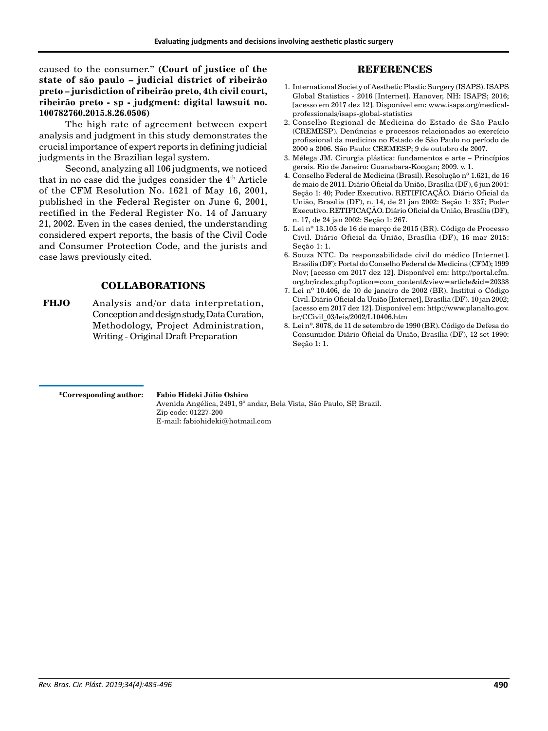caused to the consumer." **(Court of justice of the state of são paulo – judicial district of ribeirão preto – jurisdiction of ribeirão preto, 4th civil court, ribeirão preto - sp - judgment: digital lawsuit no. 100782760.2015.8.26.0506)**

The high rate of agreement between expert analysis and judgment in this study demonstrates the crucial importance of expert reports in defining judicial judgments in the Brazilian legal system.

Second, analyzing all 106 judgments, we noticed that in no case did the judges consider the 4th Article of the CFM Resolution No. 1621 of May 16, 2001, published in the Federal Register on June 6, 2001, rectified in the Federal Register No. 14 of January 21, 2002. Even in the cases denied, the understanding considered expert reports, the basis of the Civil Code and Consumer Protection Code, and the jurists and case laws previously cited.

## COLLABORATIONS

**FHJO** Analysis and/or data interpretation, Conception and design study, Data Curation, Methodology, Project Administration, Writing - Original Draft Preparation

## REFERENCES

1. International Society of Aesthetic Plastic Surgery (ISAPS). ISAPS Global Statistics - 2016 [Internet]. Hanover, NH: ISAPS; 2016; [acesso em 2017 dez 12]. Disponível em: www.isaps.org/medical-professionals/isaps-global-statistics
2. Conselho Regional de Medicina do Estado de São Paulo (CREMESP). Denúncias e processos relacionados ao exercício profissional da medicina no Estado de São Paulo no período de 2000 a 2006. São Paulo: CREMESP; 9 de outubro de 2007.
3. Mélega JM. Cirurgia plástica: fundamentos e arte – Princípios gerais. Rio de Janeiro: Guanabara-Koogan; 2009. v. 1.
4. Conselho Federal de Medicina (Brasil). Resolução nº 1.621, de 16 de maio de 2011. Diário Oficial da União, Brasília (DF), 6 jun 2001: Seção 1: 40; Poder Executivo. RETIFICAÇÃO. Diário Oficial da União, Brasília (DF), n. 14, de 21 jan 2002: Seção 1: 337; Poder Executivo. RETIFICAÇÃO. Diário Oficial da União, Brasília (DF), n. 17, de 24 jan 2002: Seção 1: 267.
5. Lei nº 13.105 de 16 de março de 2015 (BR). Código de Processo Civil. Diário Oficial da União, Brasília (DF), 16 mar 2015: Seção 1: 1.
6. Souza NTC. Da responsabilidade civil do médico [Internet]. Brasília (DF): Portal do Conselho Federal de Medicina (CFM); 1999 Nov; [acesso em 2017 dez 12]. Disponível em: http://portal.cfm.org.br/index.php?option=com_content&view=article&id=20338
7. Lei nº 10.406, de 10 de janeiro de 2002 (BR). Institui o Código Civil. Diário Oficial da União [Internet], Brasília (DF). 10 jan 2002; [acesso em 2017 dez 12]. Disponível em: http://www.planalto.gov.br/CCivil_03/leis/2002/L10406.htm
8. Lei nº. 8078, de 11 de setembro de 1990 (BR). Código de Defesa do Consumidor. Diário Oficial da União, Brasília (DF), 12 set 1990: Seção 1: 1.

**\*Corresponding author:** **Fabio Hideki Júlio Oshiro**
Avenida Angélica, 2491, 9° andar, Bela Vista, São Paulo, SP, Brazil.
Zip code: 01227-200
E-mail: fabiohideki@hotmail.com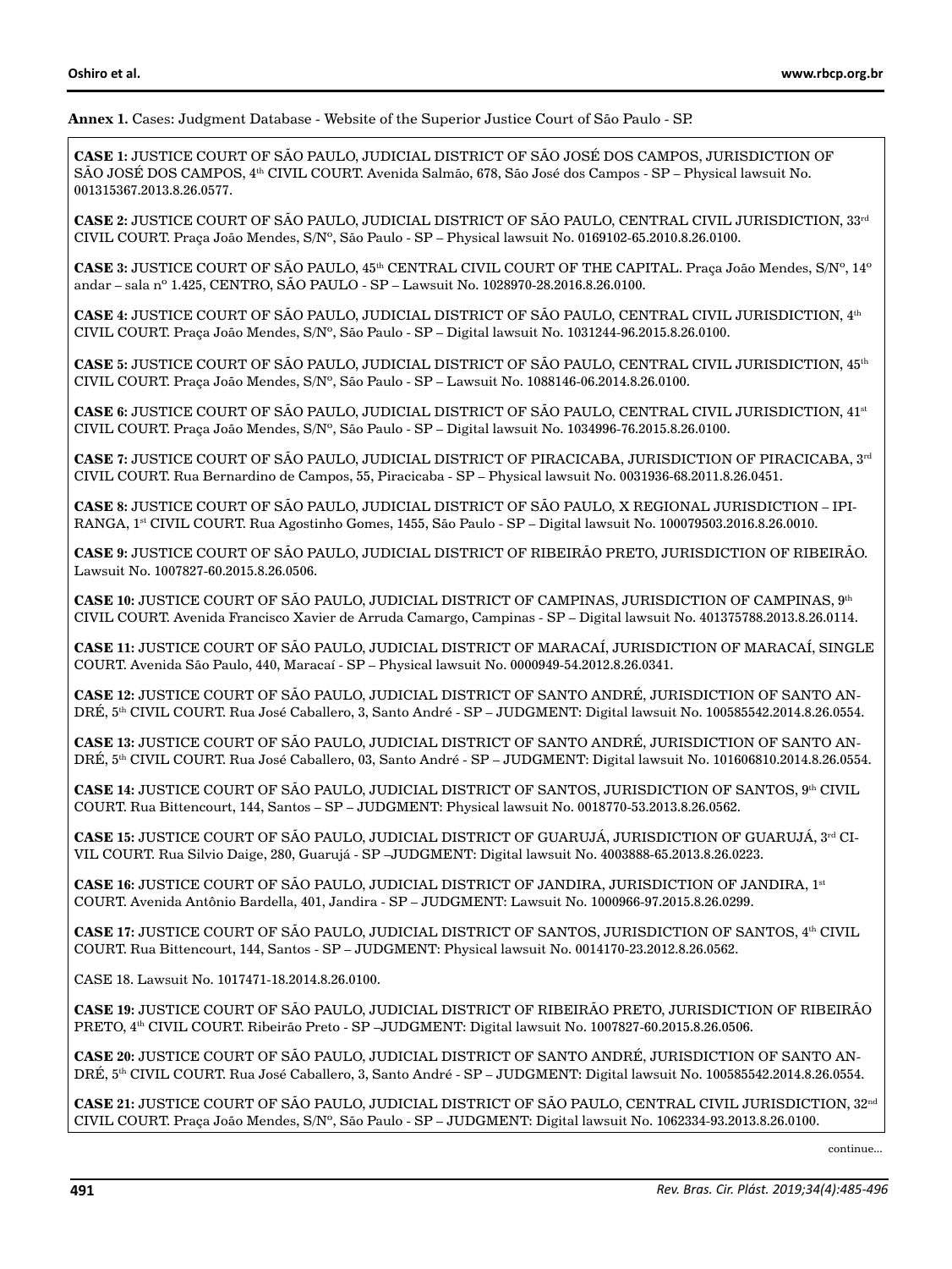**Annex 1.** Cases: Judgment Database - Website of the Superior Justice Court of São Paulo - SP.

**CASE 1:** JUSTICE COURT OF SÃO PAULO, JUDICIAL DISTRICT OF SÃO JOSÉ DOS CAMPOS, JURISDICTION OF SÃO JOSÉ DOS CAMPOS, 4th CIVIL COURT. Avenida Salmão, 678, São José dos Campos - SP – Physical lawsuit No. 001315367.2013.8.26.0577.

**CASE 2:** JUSTICE COURT OF SÃO PAULO, JUDICIAL DISTRICT OF SÃO PAULO, CENTRAL CIVIL JURISDICTION, 33rd CIVIL COURT. Praça João Mendes, S/Nº, São Paulo - SP – Physical lawsuit No. 0169102-65.2010.8.26.0100.

**CASE 3:** JUSTICE COURT OF SÃO PAULO, 45th CENTRAL CIVIL COURT OF THE CAPITAL. Praça João Mendes, S/Nº, 14º andar – sala nº 1.425, CENTRO, SÃO PAULO - SP – Lawsuit No. 1028970-28.2016.8.26.0100.

**CASE 4:** JUSTICE COURT OF SÃO PAULO, JUDICIAL DISTRICT OF SÃO PAULO, CENTRAL CIVIL JURISDICTION, 4th CIVIL COURT. Praça João Mendes, S/Nº, São Paulo - SP – Digital lawsuit No. 1031244-96.2015.8.26.0100.

**CASE 5:** JUSTICE COURT OF SÃO PAULO, JUDICIAL DISTRICT OF SÃO PAULO, CENTRAL CIVIL JURISDICTION, 45th CIVIL COURT. Praça João Mendes, S/Nº, São Paulo - SP – Lawsuit No. 1088146-06.2014.8.26.0100.

**CASE 6:** JUSTICE COURT OF SÃO PAULO, JUDICIAL DISTRICT OF SÃO PAULO, CENTRAL CIVIL JURISDICTION, 41st CIVIL COURT. Praça João Mendes, S/Nº, São Paulo - SP – Digital lawsuit No. 1034996-76.2015.8.26.0100.

**CASE 7:** JUSTICE COURT OF SÃO PAULO, JUDICIAL DISTRICT OF PIRACICABA, JURISDICTION OF PIRACICABA, 3rd CIVIL COURT. Rua Bernardino de Campos, 55, Piracicaba - SP – Physical lawsuit No. 0031936-68.2011.8.26.0451.

**CASE 8:** JUSTICE COURT OF SÃO PAULO, JUDICIAL DISTRICT OF SÃO PAULO, X REGIONAL JURISDICTION – IPIRANGA, 1st CIVIL COURT. Rua Agostinho Gomes, 1455, São Paulo - SP – Digital lawsuit No. 100079503.2016.8.26.0010.

**CASE 9:** JUSTICE COURT OF SÃO PAULO, JUDICIAL DISTRICT OF RIBEIRÃO PRETO, JURISDICTION OF RIBEIRÃO. Lawsuit No. 1007827-60.2015.8.26.0506.

**CASE 10:** JUSTICE COURT OF SÃO PAULO, JUDICIAL DISTRICT OF CAMPINAS, JURISDICTION OF CAMPINAS, 9th CIVIL COURT. Avenida Francisco Xavier de Arruda Camargo, Campinas - SP – Digital lawsuit No. 401375788.2013.8.26.0114.

**CASE 11:** JUSTICE COURT OF SÃO PAULO, JUDICIAL DISTRICT OF MARACAÍ, JURISDICTION OF MARACAÍ, SINGLE COURT. Avenida São Paulo, 440, Maracaí - SP – Physical lawsuit No. 0000949-54.2012.8.26.0341.

**CASE 12:** JUSTICE COURT OF SÃO PAULO, JUDICIAL DISTRICT OF SANTO ANDRÉ, JURISDICTION OF SANTO ANDRÉ, 5th CIVIL COURT. Rua José Caballero, 3, Santo André - SP – JUDGMENT: Digital lawsuit No. 100585542.2014.8.26.0554.

**CASE 13:** JUSTICE COURT OF SÃO PAULO, JUDICIAL DISTRICT OF SANTO ANDRÉ, JURISDICTION OF SANTO ANDRÉ, 5th CIVIL COURT. Rua José Caballero, 03, Santo André - SP – JUDGMENT: Digital lawsuit No. 101606810.2014.8.26.0554.

**CASE 14:** JUSTICE COURT OF SÃO PAULO, JUDICIAL DISTRICT OF SANTOS, JURISDICTION OF SANTOS, 9th CIVIL COURT. Rua Bittencourt, 144, Santos – SP – JUDGMENT: Physical lawsuit No. 0018770-53.2013.8.26.0562.

**CASE 15:** JUSTICE COURT OF SÃO PAULO, JUDICIAL DISTRICT OF GUARUJÁ, JURISDICTION OF GUARUJÁ, 3rd CIVIL COURT. Rua Silvio Daige, 280, Guarujá - SP –JUDGMENT: Digital lawsuit No. 4003888-65.2013.8.26.0223.

**CASE 16:** JUSTICE COURT OF SÃO PAULO, JUDICIAL DISTRICT OF JANDIRA, JURISDICTION OF JANDIRA, 1st COURT. Avenida Antônio Bardella, 401, Jandira - SP – JUDGMENT: Lawsuit No. 1000966-97.2015.8.26.0299.

**CASE 17:** JUSTICE COURT OF SÃO PAULO, JUDICIAL DISTRICT OF SANTOS, JURISDICTION OF SANTOS, 4th CIVIL COURT. Rua Bittencourt, 144, Santos - SP – JUDGMENT: Physical lawsuit No. 0014170-23.2012.8.26.0562.

CASE 18. Lawsuit No. 1017471-18.2014.8.26.0100.

**CASE 19:** JUSTICE COURT OF SÃO PAULO, JUDICIAL DISTRICT OF RIBEIRÃO PRETO, JURISDICTION OF RIBEIRÃO PRETO, 4th CIVIL COURT. Ribeirão Preto - SP –JUDGMENT: Digital lawsuit No. 1007827-60.2015.8.26.0506.

**CASE 20:** JUSTICE COURT OF SÃO PAULO, JUDICIAL DISTRICT OF SANTO ANDRÉ, JURISDICTION OF SANTO ANDRÉ, 5th CIVIL COURT. Rua José Caballero, 3, Santo André - SP – JUDGMENT: Digital lawsuit No. 100585542.2014.8.26.0554.

**CASE 21:** JUSTICE COURT OF SÃO PAULO, JUDICIAL DISTRICT OF SÃO PAULO, CENTRAL CIVIL JURISDICTION, 32nd CIVIL COURT. Praça João Mendes, S/Nº, São Paulo - SP – JUDGMENT: Digital lawsuit No. 1062334-93.2013.8.26.0100.

continue...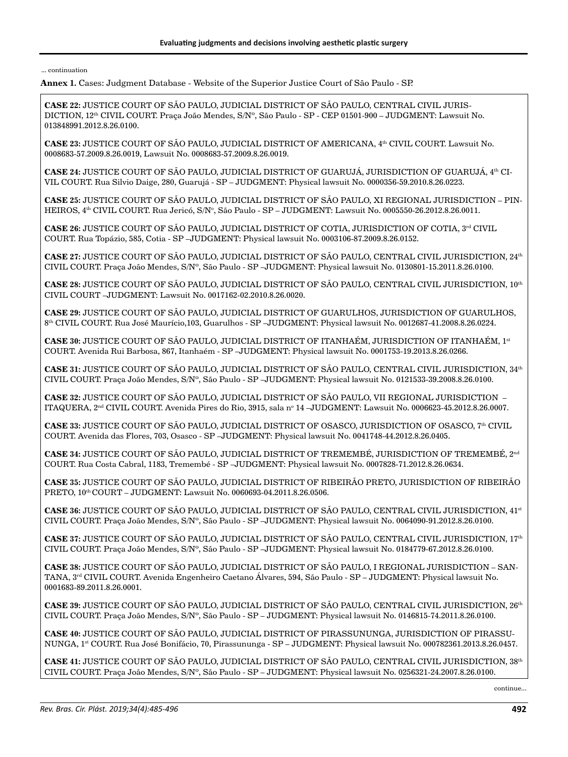... continuation

**Annex 1.** Cases: Judgment Database - Website of the Superior Justice Court of São Paulo - SP.

**CASE 22:** JUSTICE COURT OF SÃO PAULO, JUDICIAL DISTRICT OF SÃO PAULO, CENTRAL CIVIL JURISDICTION, 12th CIVIL COURT. Praça João Mendes, S/Nº, São Paulo - SP - CEP 01501-900 – JUDGMENT: Lawsuit No. 013848991.2012.8.26.0100.

**CASE 23:** JUSTICE COURT OF SÃO PAULO, JUDICIAL DISTRICT OF AMERICANA, 4th CIVIL COURT. Lawsuit No. 0008683-57.2009.8.26.0019, Lawsuit No. 0008683-57.2009.8.26.0019.

**CASE 24:** JUSTICE COURT OF SÃO PAULO, JUDICIAL DISTRICT OF GUARUJÁ, JURISDICTION OF GUARUJÁ, 4th CIVIL COURT. Rua Silvio Daige, 280, Guarujá - SP – JUDGMENT: Physical lawsuit No. 0000356-59.2010.8.26.0223.

**CASE 25:** JUSTICE COURT OF SÃO PAULO, JUDICIAL DISTRICT OF SÃO PAULO, XI REGIONAL JURISDICTION – PINHEIROS, 4th CIVIL COURT. Rua Jericó, S/Nº, São Paulo - SP – JUDGMENT: Lawsuit No. 0005550-26.2012.8.26.0011.

**CASE 26:** JUSTICE COURT OF SÃO PAULO, JUDICIAL DISTRICT OF COTIA, JURISDICTION OF COTIA, 3rd CIVIL COURT. Rua Topázio, 585, Cotia - SP –JUDGMENT: Physical lawsuit No. 0003106-87.2009.8.26.0152.

**CASE 27:** JUSTICE COURT OF SÃO PAULO, JUDICIAL DISTRICT OF SÃO PAULO, CENTRAL CIVIL JURISDICTION, 24th CIVIL COURT. Praça João Mendes, S/Nº, São Paulo - SP –JUDGMENT: Physical lawsuit No. 0130801-15.2011.8.26.0100.

**CASE 28:** JUSTICE COURT OF SÃO PAULO, JUDICIAL DISTRICT OF SÃO PAULO, CENTRAL CIVIL JURISDICTION, 10th CIVIL COURT –JUDGMENT: Lawsuit No. 0017162-02.2010.8.26.0020.

**CASE 29:** JUSTICE COURT OF SÃO PAULO, JUDICIAL DISTRICT OF GUARULHOS, JURISDICTION OF GUARULHOS, 8th CIVIL COURT. Rua José Maurício,103, Guarulhos - SP –JUDGMENT: Physical lawsuit No. 0012687-41.2008.8.26.0224.

**CASE 30:** JUSTICE COURT OF SÃO PAULO, JUDICIAL DISTRICT OF ITANHAÉM, JURISDICTION OF ITANHAÉM, 1st COURT. Avenida Rui Barbosa, 867, Itanhaém - SP –JUDGMENT: Physical lawsuit No. 0001753-19.2013.8.26.0266.

**CASE 31:** JUSTICE COURT OF SÃO PAULO, JUDICIAL DISTRICT OF SÃO PAULO, CENTRAL CIVIL JURISDICTION, 34th CIVIL COURT. Praça João Mendes, S/Nº, São Paulo - SP –JUDGMENT: Physical lawsuit No. 0121533-39.2008.8.26.0100.

**CASE 32:** JUSTICE COURT OF SÃO PAULO, JUDICIAL DISTRICT OF SÃO PAULO, VII REGIONAL JURISDICTION – ITAQUERA, 2nd CIVIL COURT. Avenida Pires do Rio, 3915, sala nº 14 –JUDGMENT: Lawsuit No. 0006623-45.2012.8.26.0007.

**CASE 33:** JUSTICE COURT OF SÃO PAULO, JUDICIAL DISTRICT OF OSASCO, JURISDICTION OF OSASCO, 7th CIVIL COURT. Avenida das Flores, 703, Osasco - SP –JUDGMENT: Physical lawsuit No. 0041748-44.2012.8.26.0405.

**CASE 34:** JUSTICE COURT OF SÃO PAULO, JUDICIAL DISTRICT OF TREMEMBÉ, JURISDICTION OF TREMEMBÉ, 2nd COURT. Rua Costa Cabral, 1183, Tremembé - SP –JUDGMENT: Physical lawsuit No. 0007828-71.2012.8.26.0634.

**CASE 35:** JUSTICE COURT OF SÃO PAULO, JUDICIAL DISTRICT OF RIBEIRÃO PRETO, JURISDICTION OF RIBEIRÃO PRETO, 10th COURT – JUDGMENT: Lawsuit No. 0060693-04.2011.8.26.0506.

**CASE 36:** JUSTICE COURT OF SÃO PAULO, JUDICIAL DISTRICT OF SÃO PAULO, CENTRAL CIVIL JURISDICTION, 41st CIVIL COURT. Praça João Mendes, S/Nº, São Paulo - SP –JUDGMENT: Physical lawsuit No. 0064090-91.2012.8.26.0100.

**CASE 37:** JUSTICE COURT OF SÃO PAULO, JUDICIAL DISTRICT OF SÃO PAULO, CENTRAL CIVIL JURISDICTION, 17th CIVIL COURT. Praça João Mendes, S/Nº, São Paulo - SP –JUDGMENT: Physical lawsuit No. 0184779-67.2012.8.26.0100.

**CASE 38:** JUSTICE COURT OF SÃO PAULO, JUDICIAL DISTRICT OF SÃO PAULO, I REGIONAL JURISDICTION – SANTANA, 3rd CIVIL COURT. Avenida Engenheiro Caetano Álvares, 594, São Paulo - SP – JUDGMENT: Physical lawsuit No. 0001683-89.2011.8.26.0001.

**CASE 39:** JUSTICE COURT OF SÃO PAULO, JUDICIAL DISTRICT OF SÃO PAULO, CENTRAL CIVIL JURISDICTION, 26th CIVIL COURT. Praça João Mendes, S/Nº, São Paulo - SP – JUDGMENT: Physical lawsuit No. 0146815-74.2011.8.26.0100.

**CASE 40:** JUSTICE COURT OF SÃO PAULO, JUDICIAL DISTRICT OF PIRASSUNUNGA, JURISDICTION OF PIRASSUNUNGA, 1st COURT. Rua José Bonifácio, 70, Pirassununga - SP – JUDGMENT: Physical lawsuit No. 000782361.2013.8.26.0457.

**CASE 41:** JUSTICE COURT OF SÃO PAULO, JUDICIAL DISTRICT OF SÃO PAULO, CENTRAL CIVIL JURISDICTION, 38th CIVIL COURT. Praça João Mendes, S/Nº, São Paulo - SP – JUDGMENT: Physical lawsuit No. 0256321-24.2007.8.26.0100.

continue...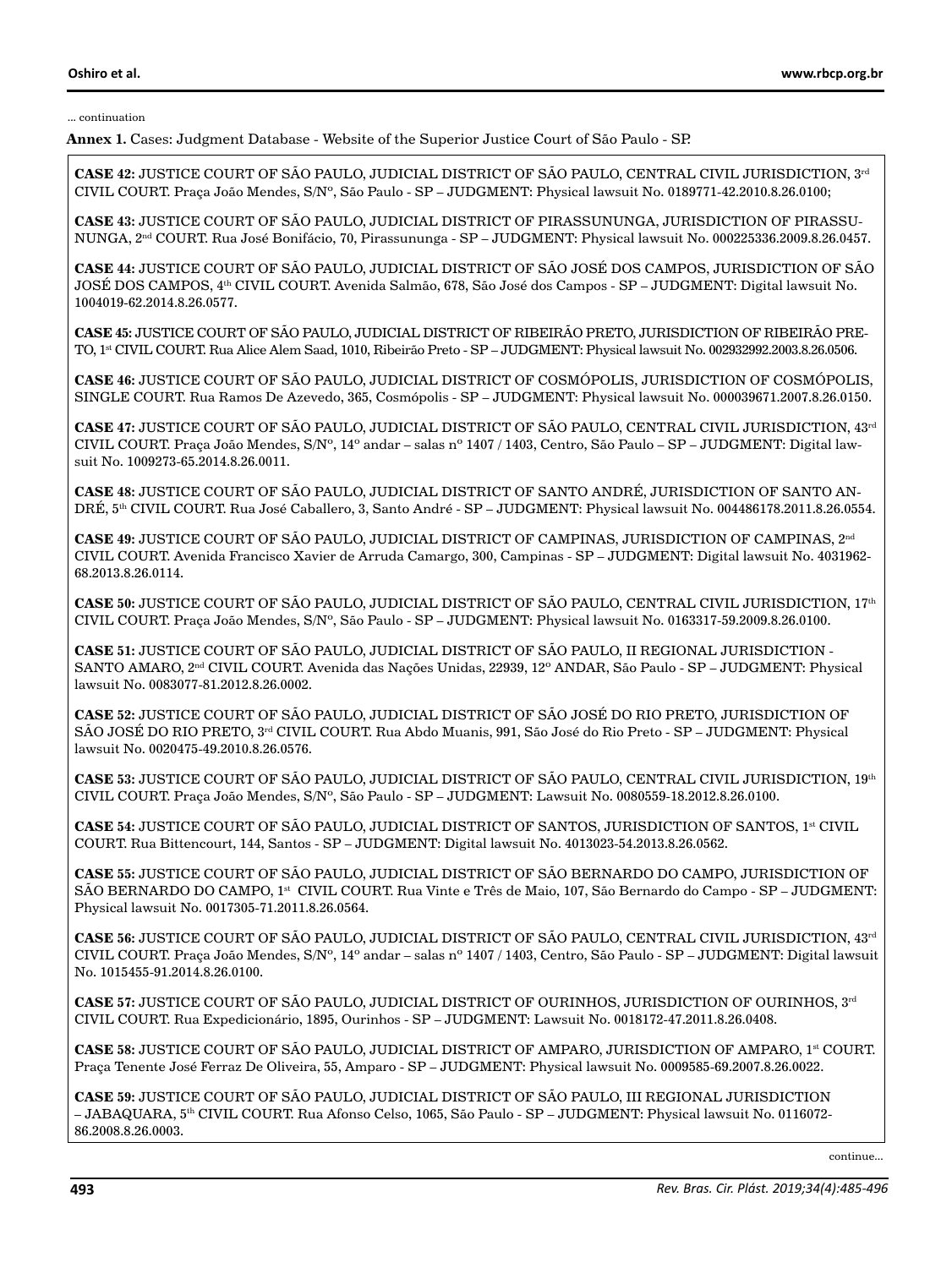... continuation

**Annex 1.** Cases: Judgment Database - Website of the Superior Justice Court of São Paulo - SP.

**CASE 42:** JUSTICE COURT OF SÃO PAULO, JUDICIAL DISTRICT OF SÃO PAULO, CENTRAL CIVIL JURISDICTION, 3rd CIVIL COURT. Praça João Mendes, S/Nº, São Paulo - SP – JUDGMENT: Physical lawsuit No. 0189771-42.2010.8.26.0100;

**CASE 43:** JUSTICE COURT OF SÃO PAULO, JUDICIAL DISTRICT OF PIRASSUNUNGA, JURISDICTION OF PIRASSUNUNGA, 2nd COURT. Rua José Bonifácio, 70, Pirassununga - SP – JUDGMENT: Physical lawsuit No. 000225336.2009.8.26.0457.

**CASE 44:** JUSTICE COURT OF SÃO PAULO, JUDICIAL DISTRICT OF SÃO JOSÉ DOS CAMPOS, JURISDICTION OF SÃO JOSÉ DOS CAMPOS, 4th CIVIL COURT. Avenida Salmão, 678, São José dos Campos - SP – JUDGMENT: Digital lawsuit No. 1004019-62.2014.8.26.0577.

**CASE 45:** JUSTICE COURT OF SÃO PAULO, JUDICIAL DISTRICT OF RIBEIRÃO PRETO, JURISDICTION OF RIBEIRÃO PRETO, 1st CIVIL COURT. Rua Alice Alem Saad, 1010, Ribeirão Preto - SP – JUDGMENT: Physical lawsuit No. 002932992.2003.8.26.0506.

**CASE 46:** JUSTICE COURT OF SÃO PAULO, JUDICIAL DISTRICT OF COSMÓPOLIS, JURISDICTION OF COSMÓPOLIS, SINGLE COURT. Rua Ramos De Azevedo, 365, Cosmópolis - SP – JUDGMENT: Physical lawsuit No. 000039671.2007.8.26.0150.

**CASE 47:** JUSTICE COURT OF SÃO PAULO, JUDICIAL DISTRICT OF SÃO PAULO, CENTRAL CIVIL JURISDICTION, 43rd CIVIL COURT. Praça João Mendes, S/Nº, 14º andar – salas nº 1407 / 1403, Centro, São Paulo – SP – JUDGMENT: Digital lawsuit No. 1009273-65.2014.8.26.0011.

**CASE 48:** JUSTICE COURT OF SÃO PAULO, JUDICIAL DISTRICT OF SANTO ANDRÉ, JURISDICTION OF SANTO ANDRÉ, 5th CIVIL COURT. Rua José Caballero, 3, Santo André - SP – JUDGMENT: Physical lawsuit No. 004486178.2011.8.26.0554.

**CASE 49:** JUSTICE COURT OF SÃO PAULO, JUDICIAL DISTRICT OF CAMPINAS, JURISDICTION OF CAMPINAS, 2nd CIVIL COURT. Avenida Francisco Xavier de Arruda Camargo, 300, Campinas - SP – JUDGMENT: Digital lawsuit No. 4031962-68.2013.8.26.0114.

**CASE 50:** JUSTICE COURT OF SÃO PAULO, JUDICIAL DISTRICT OF SÃO PAULO, CENTRAL CIVIL JURISDICTION, 17th CIVIL COURT. Praça João Mendes, S/Nº, São Paulo - SP – JUDGMENT: Physical lawsuit No. 0163317-59.2009.8.26.0100.

**CASE 51:** JUSTICE COURT OF SÃO PAULO, JUDICIAL DISTRICT OF SÃO PAULO, II REGIONAL JURISDICTION - SANTO AMARO, 2nd CIVIL COURT. Avenida das Nações Unidas, 22939, 12º ANDAR, São Paulo - SP – JUDGMENT: Physical lawsuit No. 0083077-81.2012.8.26.0002.

**CASE 52:** JUSTICE COURT OF SÃO PAULO, JUDICIAL DISTRICT OF SÃO JOSÉ DO RIO PRETO, JURISDICTION OF SÃO JOSÉ DO RIO PRETO, 3rd CIVIL COURT. Rua Abdo Muanis, 991, São José do Rio Preto - SP – JUDGMENT: Physical lawsuit No. 0020475-49.2010.8.26.0576.

**CASE 53:** JUSTICE COURT OF SÃO PAULO, JUDICIAL DISTRICT OF SÃO PAULO, CENTRAL CIVIL JURISDICTION, 19th CIVIL COURT. Praça João Mendes, S/Nº, São Paulo - SP – JUDGMENT: Lawsuit No. 0080559-18.2012.8.26.0100.

**CASE 54:** JUSTICE COURT OF SÃO PAULO, JUDICIAL DISTRICT OF SANTOS, JURISDICTION OF SANTOS, 1st CIVIL COURT. Rua Bittencourt, 144, Santos - SP – JUDGMENT: Digital lawsuit No. 4013023-54.2013.8.26.0562.

**CASE 55:** JUSTICE COURT OF SÃO PAULO, JUDICIAL DISTRICT OF SÃO BERNARDO DO CAMPO, JURISDICTION OF SÃO BERNARDO DO CAMPO, 1st CIVIL COURT. Rua Vinte e Três de Maio, 107, São Bernardo do Campo - SP – JUDGMENT: Physical lawsuit No. 0017305-71.2011.8.26.0564.

**CASE 56:** JUSTICE COURT OF SÃO PAULO, JUDICIAL DISTRICT OF SÃO PAULO, CENTRAL CIVIL JURISDICTION, 43rd CIVIL COURT. Praça João Mendes, S/Nº, 14º andar – salas nº 1407 / 1403, Centro, São Paulo - SP – JUDGMENT: Digital lawsuit No. 1015455-91.2014.8.26.0100.

**CASE 57:** JUSTICE COURT OF SÃO PAULO, JUDICIAL DISTRICT OF OURINHOS, JURISDICTION OF OURINHOS, 3rd CIVIL COURT. Rua Expedicionário, 1895, Ourinhos - SP – JUDGMENT: Lawsuit No. 0018172-47.2011.8.26.0408.

**CASE 58:** JUSTICE COURT OF SÃO PAULO, JUDICIAL DISTRICT OF AMPARO, JURISDICTION OF AMPARO, 1st COURT. Praça Tenente José Ferraz De Oliveira, 55, Amparo - SP – JUDGMENT: Physical lawsuit No. 0009585-69.2007.8.26.0022.

**CASE 59:** JUSTICE COURT OF SÃO PAULO, JUDICIAL DISTRICT OF SÃO PAULO, III REGIONAL JURISDICTION – JABAQUARA, 5th CIVIL COURT. Rua Afonso Celso, 1065, São Paulo - SP – JUDGMENT: Physical lawsuit No. 0116072-86.2008.8.26.0003.

continue...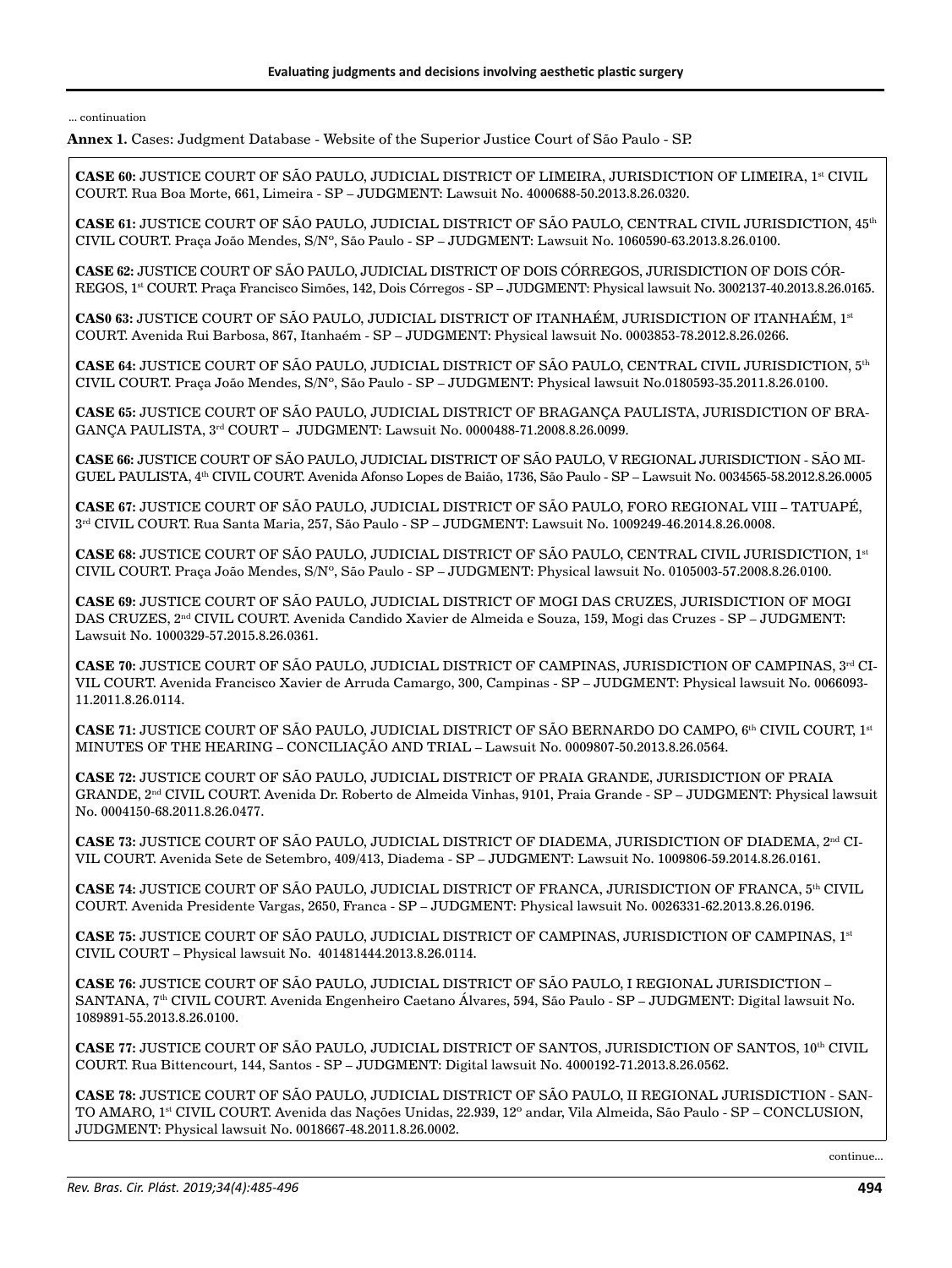... continuation

**Annex 1.** Cases: Judgment Database - Website of the Superior Justice Court of São Paulo - SP.

**CASE 60:** JUSTICE COURT OF SÃO PAULO, JUDICIAL DISTRICT OF LIMEIRA, JURISDICTION OF LIMEIRA, 1st CIVIL COURT. Rua Boa Morte, 661, Limeira - SP – JUDGMENT: Lawsuit No. 4000688-50.2013.8.26.0320.

**CASE 61:** JUSTICE COURT OF SÃO PAULO, JUDICIAL DISTRICT OF SÃO PAULO, CENTRAL CIVIL JURISDICTION, 45th CIVIL COURT. Praça João Mendes, S/Nº, São Paulo - SP – JUDGMENT: Lawsuit No. 1060590-63.2013.8.26.0100.

**CASE 62:** JUSTICE COURT OF SÃO PAULO, JUDICIAL DISTRICT OF DOIS CÓRREGOS, JURISDICTION OF DOIS CÓRREGOS, 1st COURT. Praça Francisco Simões, 142, Dois Córregos - SP – JUDGMENT: Physical lawsuit No. 3002137-40.2013.8.26.0165.

**CAS0 63:** JUSTICE COURT OF SÃO PAULO, JUDICIAL DISTRICT OF ITANHAÉM, JURISDICTION OF ITANHAÉM, 1st COURT. Avenida Rui Barbosa, 867, Itanhaém - SP – JUDGMENT: Physical lawsuit No. 0003853-78.2012.8.26.0266.

**CASE 64:** JUSTICE COURT OF SÃO PAULO, JUDICIAL DISTRICT OF SÃO PAULO, CENTRAL CIVIL JURISDICTION, 5th CIVIL COURT. Praça João Mendes, S/Nº, São Paulo - SP – JUDGMENT: Physical lawsuit No.0180593-35.2011.8.26.0100.

**CASE 65:** JUSTICE COURT OF SÃO PAULO, JUDICIAL DISTRICT OF BRAGANÇA PAULISTA, JURISDICTION OF BRAGANÇA PAULISTA, 3rd COURT – JUDGMENT: Lawsuit No. 0000488-71.2008.8.26.0099.

**CASE 66:** JUSTICE COURT OF SÃO PAULO, JUDICIAL DISTRICT OF SÃO PAULO, V REGIONAL JURISDICTION - SÃO MIGUEL PAULISTA, 4th CIVIL COURT. Avenida Afonso Lopes de Baião, 1736, São Paulo - SP – Lawsuit No. 0034565-58.2012.8.26.0005

**CASE 67:** JUSTICE COURT OF SÃO PAULO, JUDICIAL DISTRICT OF SÃO PAULO, FORO REGIONAL VIII – TATUAPÉ, 3rd CIVIL COURT. Rua Santa Maria, 257, São Paulo - SP – JUDGMENT: Lawsuit No. 1009249-46.2014.8.26.0008.

**CASE 68:** JUSTICE COURT OF SÃO PAULO, JUDICIAL DISTRICT OF SÃO PAULO, CENTRAL CIVIL JURISDICTION, 1st CIVIL COURT. Praça João Mendes, S/Nº, São Paulo - SP – JUDGMENT: Physical lawsuit No. 0105003-57.2008.8.26.0100.

**CASE 69:** JUSTICE COURT OF SÃO PAULO, JUDICIAL DISTRICT OF MOGI DAS CRUZES, JURISDICTION OF MOGI DAS CRUZES, 2nd CIVIL COURT. Avenida Candido Xavier de Almeida e Souza, 159, Mogi das Cruzes - SP – JUDGMENT: Lawsuit No. 1000329-57.2015.8.26.0361.

**CASE 70:** JUSTICE COURT OF SÃO PAULO, JUDICIAL DISTRICT OF CAMPINAS, JURISDICTION OF CAMPINAS, 3rd CIVIL COURT. Avenida Francisco Xavier de Arruda Camargo, 300, Campinas - SP – JUDGMENT: Physical lawsuit No. 0066093-11.2011.8.26.0114.

**CASE 71:** JUSTICE COURT OF SÃO PAULO, JUDICIAL DISTRICT OF SÃO BERNARDO DO CAMPO, 6th CIVIL COURT, 1st MINUTES OF THE HEARING – CONCILIAÇÃO AND TRIAL – Lawsuit No. 0009807-50.2013.8.26.0564.

**CASE 72:** JUSTICE COURT OF SÃO PAULO, JUDICIAL DISTRICT OF PRAIA GRANDE, JURISDICTION OF PRAIA GRANDE, 2nd CIVIL COURT. Avenida Dr. Roberto de Almeida Vinhas, 9101, Praia Grande - SP – JUDGMENT: Physical lawsuit No. 0004150-68.2011.8.26.0477.

**CASE 73:** JUSTICE COURT OF SÃO PAULO, JUDICIAL DISTRICT OF DIADEMA, JURISDICTION OF DIADEMA, 2nd CIVIL COURT. Avenida Sete de Setembro, 409/413, Diadema - SP – JUDGMENT: Lawsuit No. 1009806-59.2014.8.26.0161.

**CASE 74:** JUSTICE COURT OF SÃO PAULO, JUDICIAL DISTRICT OF FRANCA, JURISDICTION OF FRANCA, 5th CIVIL COURT. Avenida Presidente Vargas, 2650, Franca - SP – JUDGMENT: Physical lawsuit No. 0026331-62.2013.8.26.0196.

**CASE 75:** JUSTICE COURT OF SÃO PAULO, JUDICIAL DISTRICT OF CAMPINAS, JURISDICTION OF CAMPINAS, 1st CIVIL COURT – Physical lawsuit No. 401481444.2013.8.26.0114.

**CASE 76:** JUSTICE COURT OF SÃO PAULO, JUDICIAL DISTRICT OF SÃO PAULO, I REGIONAL JURISDICTION – SANTANA, 7th CIVIL COURT. Avenida Engenheiro Caetano Álvares, 594, São Paulo - SP – JUDGMENT: Digital lawsuit No. 1089891-55.2013.8.26.0100.

**CASE 77:** JUSTICE COURT OF SÃO PAULO, JUDICIAL DISTRICT OF SANTOS, JURISDICTION OF SANTOS, 10th CIVIL COURT. Rua Bittencourt, 144, Santos - SP – JUDGMENT: Digital lawsuit No. 4000192-71.2013.8.26.0562.

**CASE 78:** JUSTICE COURT OF SÃO PAULO, JUDICIAL DISTRICT OF SÃO PAULO, II REGIONAL JURISDICTION - SANTO AMARO, 1st CIVIL COURT. Avenida das Nações Unidas, 22.939, 12º andar, Vila Almeida, São Paulo - SP – CONCLUSION, JUDGMENT: Physical lawsuit No. 0018667-48.2011.8.26.0002.

continue...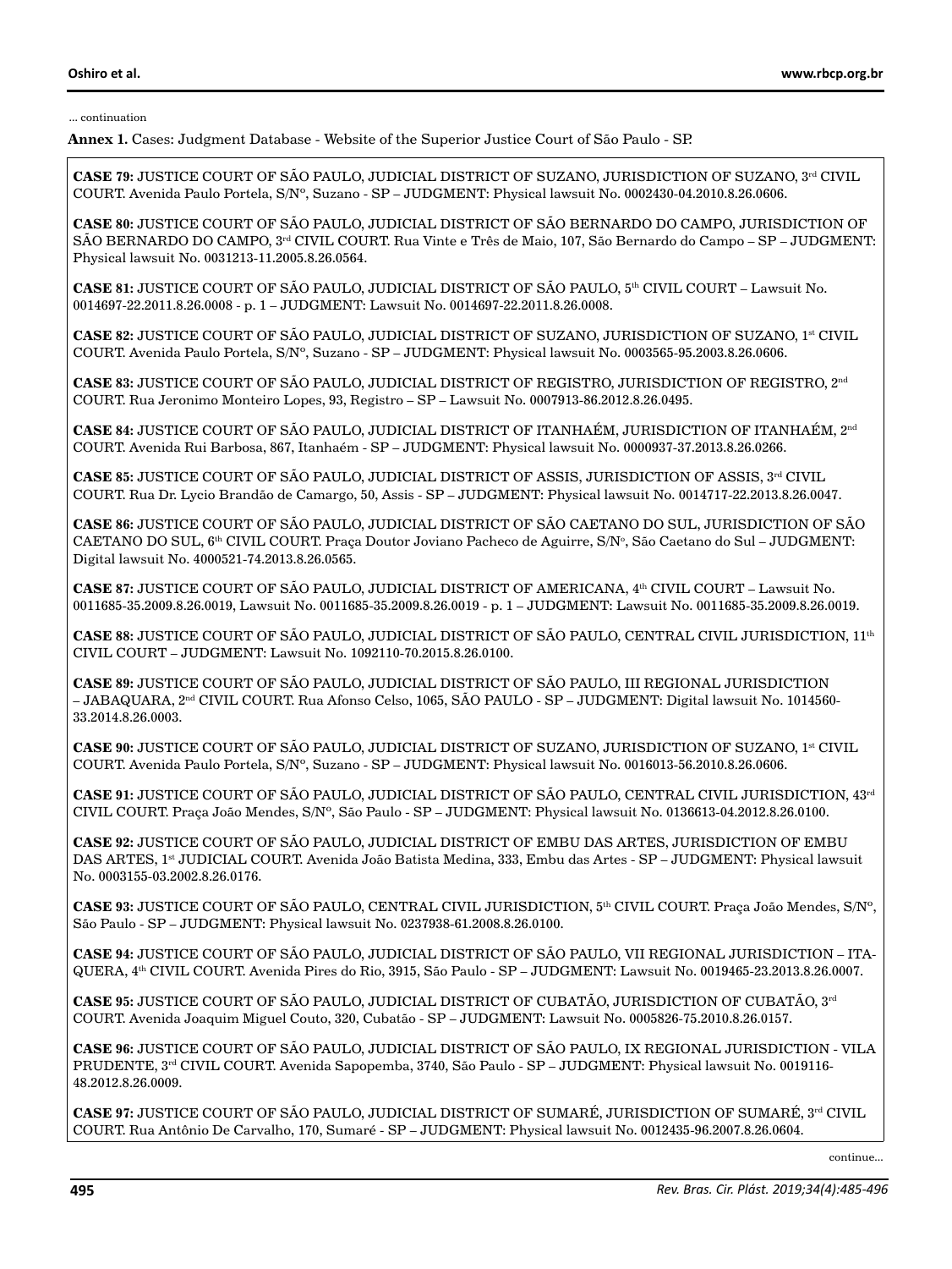... continuation

**Annex 1.** Cases: Judgment Database - Website of the Superior Justice Court of São Paulo - SP.

**CASE 79:** JUSTICE COURT OF SÃO PAULO, JUDICIAL DISTRICT OF SUZANO, JURISDICTION OF SUZANO, 3rd CIVIL COURT. Avenida Paulo Portela, S/Nº, Suzano - SP – JUDGMENT: Physical lawsuit No. 0002430-04.2010.8.26.0606.

**CASE 80:** JUSTICE COURT OF SÃO PAULO, JUDICIAL DISTRICT OF SÃO BERNARDO DO CAMPO, JURISDICTION OF SÃO BERNARDO DO CAMPO, 3rd CIVIL COURT. Rua Vinte e Três de Maio, 107, São Bernardo do Campo – SP – JUDGMENT: Physical lawsuit No. 0031213-11.2005.8.26.0564.

**CASE 81:** JUSTICE COURT OF SÃO PAULO, JUDICIAL DISTRICT OF SÃO PAULO, 5th CIVIL COURT – Lawsuit No. 0014697-22.2011.8.26.0008 - p. 1 – JUDGMENT: Lawsuit No. 0014697-22.2011.8.26.0008.

**CASE 82:** JUSTICE COURT OF SÃO PAULO, JUDICIAL DISTRICT OF SUZANO, JURISDICTION OF SUZANO, 1st CIVIL COURT. Avenida Paulo Portela, S/Nº, Suzano - SP – JUDGMENT: Physical lawsuit No. 0003565-95.2003.8.26.0606.

**CASE 83:** JUSTICE COURT OF SÃO PAULO, JUDICIAL DISTRICT OF REGISTRO, JURISDICTION OF REGISTRO, 2nd COURT. Rua Jeronimo Monteiro Lopes, 93, Registro – SP – Lawsuit No. 0007913-86.2012.8.26.0495.

**CASE 84:** JUSTICE COURT OF SÃO PAULO, JUDICIAL DISTRICT OF ITANHAÉM, JURISDICTION OF ITANHAÉM, 2nd COURT. Avenida Rui Barbosa, 867, Itanhaém - SP – JUDGMENT: Physical lawsuit No. 0000937-37.2013.8.26.0266.

**CASE 85:** JUSTICE COURT OF SÃO PAULO, JUDICIAL DISTRICT OF ASSIS, JURISDICTION OF ASSIS, 3rd CIVIL COURT. Rua Dr. Lycio Brandão de Camargo, 50, Assis - SP – JUDGMENT: Physical lawsuit No. 0014717-22.2013.8.26.0047.

**CASE 86:** JUSTICE COURT OF SÃO PAULO, JUDICIAL DISTRICT OF SÃO CAETANO DO SUL, JURISDICTION OF SÃO CAETANO DO SUL, 6th CIVIL COURT. Praça Doutor Joviano Pacheco de Aguirre, S/Nº, São Caetano do Sul – JUDGMENT: Digital lawsuit No. 4000521-74.2013.8.26.0565.

**CASE 87:** JUSTICE COURT OF SÃO PAULO, JUDICIAL DISTRICT OF AMERICANA, 4th CIVIL COURT – Lawsuit No. 0011685-35.2009.8.26.0019, Lawsuit No. 0011685-35.2009.8.26.0019 - p. 1 – JUDGMENT: Lawsuit No. 0011685-35.2009.8.26.0019.

**CASE 88:** JUSTICE COURT OF SÃO PAULO, JUDICIAL DISTRICT OF SÃO PAULO, CENTRAL CIVIL JURISDICTION, 11th CIVIL COURT – JUDGMENT: Lawsuit No. 1092110-70.2015.8.26.0100.

**CASE 89:** JUSTICE COURT OF SÃO PAULO, JUDICIAL DISTRICT OF SÃO PAULO, III REGIONAL JURISDICTION – JABAQUARA, 2nd CIVIL COURT. Rua Afonso Celso, 1065, SÃO PAULO - SP – JUDGMENT: Digital lawsuit No. 1014560-33.2014.8.26.0003.

**CASE 90:** JUSTICE COURT OF SÃO PAULO, JUDICIAL DISTRICT OF SUZANO, JURISDICTION OF SUZANO, 1st CIVIL COURT. Avenida Paulo Portela, S/Nº, Suzano - SP – JUDGMENT: Physical lawsuit No. 0016013-56.2010.8.26.0606.

**CASE 91:** JUSTICE COURT OF SÃO PAULO, JUDICIAL DISTRICT OF SÃO PAULO, CENTRAL CIVIL JURISDICTION, 43rd CIVIL COURT. Praça João Mendes, S/Nº, São Paulo - SP – JUDGMENT: Physical lawsuit No. 0136613-04.2012.8.26.0100.

**CASE 92:** JUSTICE COURT OF SÃO PAULO, JUDICIAL DISTRICT OF EMBU DAS ARTES, JURISDICTION OF EMBU DAS ARTES, 1st JUDICIAL COURT. Avenida João Batista Medina, 333, Embu das Artes - SP – JUDGMENT: Physical lawsuit No. 0003155-03.2002.8.26.0176.

**CASE 93:** JUSTICE COURT OF SÃO PAULO, CENTRAL CIVIL JURISDICTION, 5th CIVIL COURT. Praça João Mendes, S/Nº, São Paulo - SP – JUDGMENT: Physical lawsuit No. 0237938-61.2008.8.26.0100.

**CASE 94:** JUSTICE COURT OF SÃO PAULO, JUDICIAL DISTRICT OF SÃO PAULO, VII REGIONAL JURISDICTION – ITAQUERA, 4th CIVIL COURT. Avenida Pires do Rio, 3915, São Paulo - SP – JUDGMENT: Lawsuit No. 0019465-23.2013.8.26.0007.

**CASE 95:** JUSTICE COURT OF SÃO PAULO, JUDICIAL DISTRICT OF CUBATÃO, JURISDICTION OF CUBATÃO, 3rd COURT. Avenida Joaquim Miguel Couto, 320, Cubatão - SP – JUDGMENT: Lawsuit No. 0005826-75.2010.8.26.0157.

**CASE 96:** JUSTICE COURT OF SÃO PAULO, JUDICIAL DISTRICT OF SÃO PAULO, IX REGIONAL JURISDICTION - VILA PRUDENTE, 3rd CIVIL COURT. Avenida Sapopemba, 3740, São Paulo - SP – JUDGMENT: Physical lawsuit No. 0019116-48.2012.8.26.0009.

**CASE 97:** JUSTICE COURT OF SÃO PAULO, JUDICIAL DISTRICT OF SUMARÉ, JURISDICTION OF SUMARÉ, 3rd CIVIL COURT. Rua Antônio De Carvalho, 170, Sumaré - SP – JUDGMENT: Physical lawsuit No. 0012435-96.2007.8.26.0604.

continue...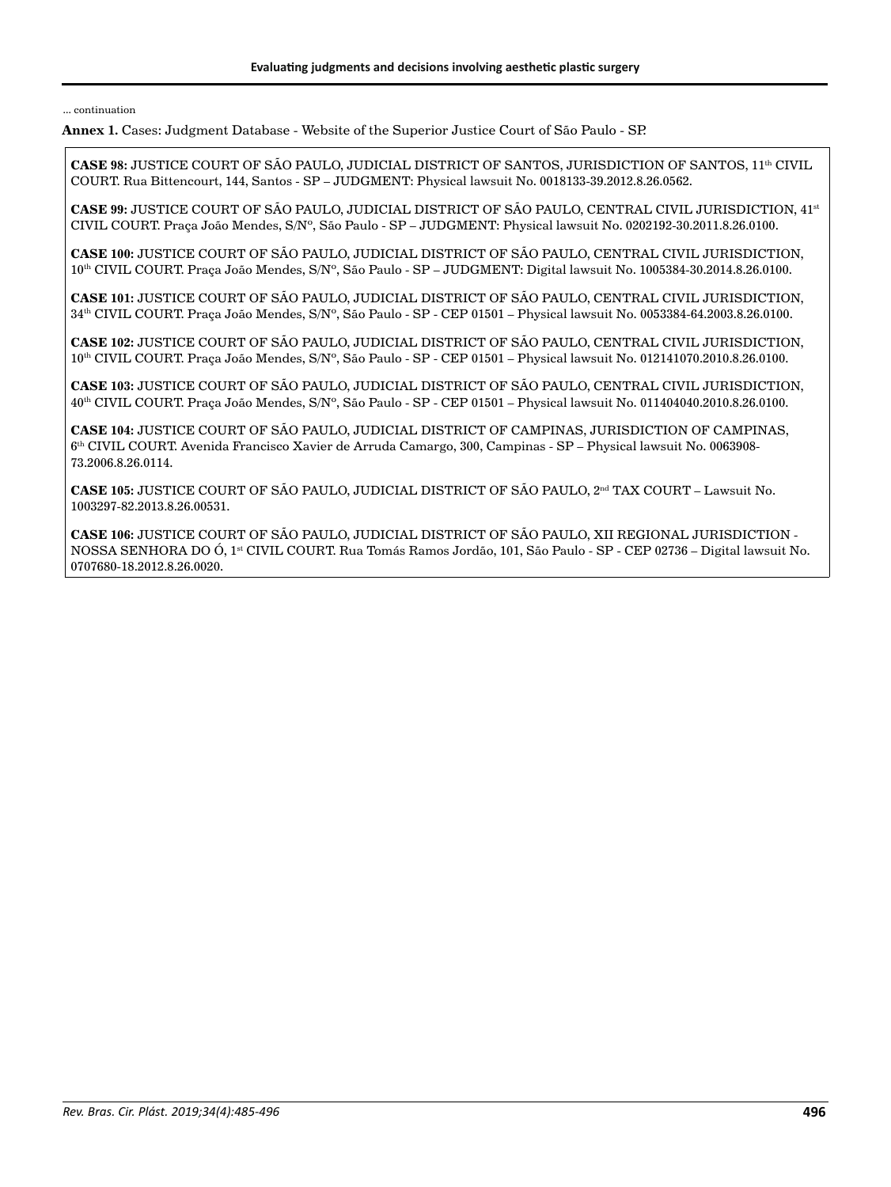... continuation

**Annex 1.** Cases: Judgment Database - Website of the Superior Justice Court of São Paulo - SP.

**CASE 98:** JUSTICE COURT OF SÃO PAULO, JUDICIAL DISTRICT OF SANTOS, JURISDICTION OF SANTOS, 11th CIVIL COURT. Rua Bittencourt, 144, Santos - SP – JUDGMENT: Physical lawsuit No. 0018133-39.2012.8.26.0562.

**CASE 99:** JUSTICE COURT OF SÃO PAULO, JUDICIAL DISTRICT OF SÃO PAULO, CENTRAL CIVIL JURISDICTION, 41st CIVIL COURT. Praça João Mendes, S/Nº, São Paulo - SP – JUDGMENT: Physical lawsuit No. 0202192-30.2011.8.26.0100.

**CASE 100:** JUSTICE COURT OF SÃO PAULO, JUDICIAL DISTRICT OF SÃO PAULO, CENTRAL CIVIL JURISDICTION, 10th CIVIL COURT. Praça João Mendes, S/Nº, São Paulo - SP – JUDGMENT: Digital lawsuit No. 1005384-30.2014.8.26.0100.

**CASE 101:** JUSTICE COURT OF SÃO PAULO, JUDICIAL DISTRICT OF SÃO PAULO, CENTRAL CIVIL JURISDICTION, 34th CIVIL COURT. Praça João Mendes, S/Nº, São Paulo - SP - CEP 01501 – Physical lawsuit No. 0053384-64.2003.8.26.0100.

**CASE 102:** JUSTICE COURT OF SÃO PAULO, JUDICIAL DISTRICT OF SÃO PAULO, CENTRAL CIVIL JURISDICTION, 10th CIVIL COURT. Praça João Mendes, S/Nº, São Paulo - SP - CEP 01501 – Physical lawsuit No. 012141070.2010.8.26.0100.

**CASE 103:** JUSTICE COURT OF SÃO PAULO, JUDICIAL DISTRICT OF SÃO PAULO, CENTRAL CIVIL JURISDICTION, 40th CIVIL COURT. Praça João Mendes, S/Nº, São Paulo - SP - CEP 01501 – Physical lawsuit No. 011404040.2010.8.26.0100.

**CASE 104:** JUSTICE COURT OF SÃO PAULO, JUDICIAL DISTRICT OF CAMPINAS, JURISDICTION OF CAMPINAS, 6th CIVIL COURT. Avenida Francisco Xavier de Arruda Camargo, 300, Campinas - SP – Physical lawsuit No. 0063908-73.2006.8.26.0114.

**CASE 105:** JUSTICE COURT OF SÃO PAULO, JUDICIAL DISTRICT OF SÃO PAULO, 2nd TAX COURT – Lawsuit No. 1003297-82.2013.8.26.00531.

**CASE 106:** JUSTICE COURT OF SÃO PAULO, JUDICIAL DISTRICT OF SÃO PAULO, XII REGIONAL JURISDICTION - NOSSA SENHORA DO Ó, 1st CIVIL COURT. Rua Tomás Ramos Jordão, 101, São Paulo - SP - CEP 02736 – Digital lawsuit No. 0707680-18.2012.8.26.0020.